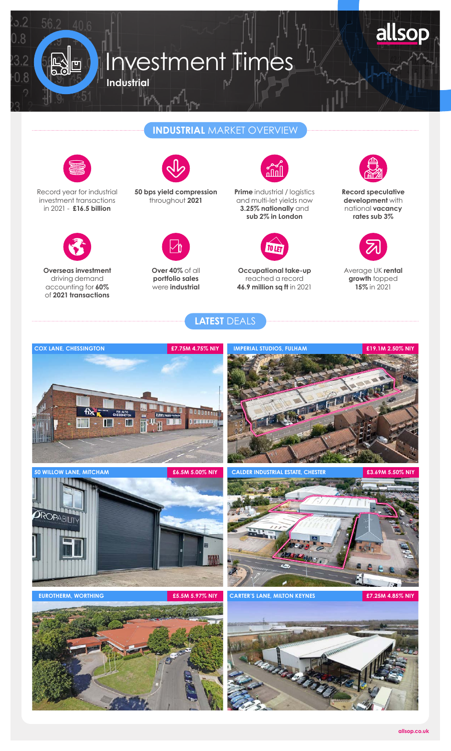# Investment Times

**Industrial**

## INDUSTRIAL MARKET OVERVIEW

Record year for industrial investment transactions in 2021 - **£16.5 billion**

**50 bps yield compression** throughout **2021**

**Prime** industrial / logistics and multi-let yields now **3.25% nationally** and **sub 2% in London**

**Record speculative development** with national **vacancy rates sub 3%**

**Overseas investment** driving demand accounting for **60%** of **2021 transactions**

**Over 40%** of all **portfolio sales** were **industrial**

**Occupational take-up** reached a record **46.9 million sq ft** in 2021

Average UK **rental growth** topped **15%** in 2021

## LATEST DEALS

**COX LANE, CHESSINGTON** — £7.75M 4.75% NIY

**IMPERIAL STUDIOS, FULHAM** — £19.1M 2.50% NIY

**50 WILLOW LANE, MITCHAM** — £6.5M 5.00% NIY

**CALDER INDUSTRIAL ESTATE, CHESTER** — £3.69M 5.50% NIY

**EUROTHERM, WORTHING** — £5.5M 5.97% NIY

**CARTER'S LANE, MILTON KEYNES** — £7.25M 4.85% NIY

allsop.co.uk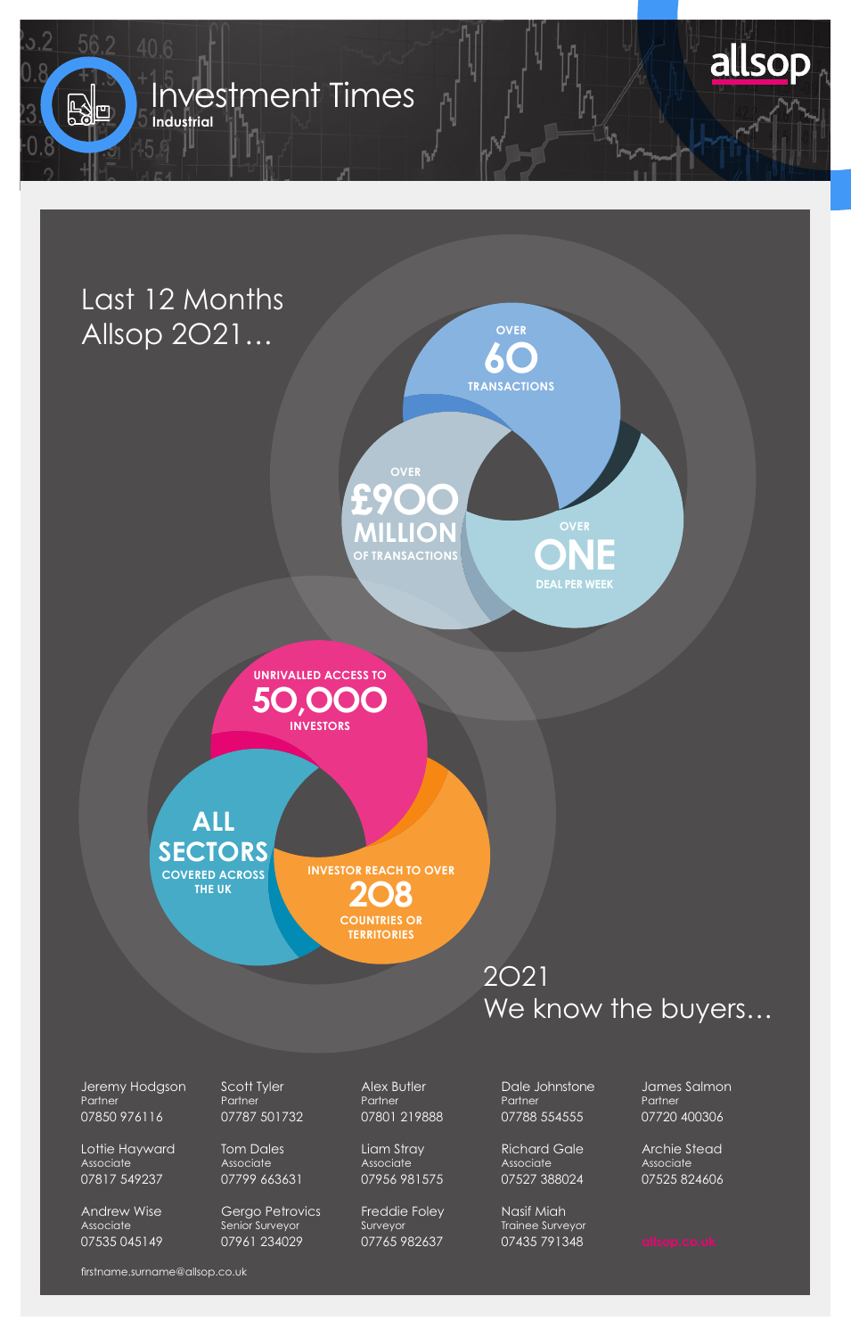# Investment Times

**Industrial**

allsop

## Last 12 Months Allsop 2021…

OVER **60** TRANSACTIONS

OVER **£900 MILLION** OF TRANSACTIONS

OVER **ONE** DEAL PER WEEK

UNRIVALLED ACCESS TO **50,000** INVESTORS

**ALL SECTORS** COVERED ACROSS THE UK

INVESTOR REACH TO OVER **208** COUNTRIES OR TERRITORIES

## 2021 We know the buyers…

| | | | | |
|---|---|---|---|---|
| Jeremy Hodgson<br>Partner<br>07850 976116 | Scott Tyler<br>Partner<br>07787 501732 | Alex Butler<br>Partner<br>07801 219888 | Dale Johnstone<br>Partner<br>07788 554555 | James Salmon<br>Partner<br>07720 400306 |
| Lottie Hayward<br>Associate<br>07817 549237 | Tom Dales<br>Associate<br>07799 663631 | Liam Stray<br>Associate<br>07956 981575 | Richard Gale<br>Associate<br>07527 388024 | Archie Stead<br>Associate<br>07525 824606 |
| Andrew Wise<br>Associate<br>07535 045149 | Gergo Petrovics<br>Senior Surveyor<br>07961 234029 | Freddie Foley<br>Surveyor<br>07765 982637 | Nasif Miah<br>Trainee Surveyor<br>07435 791348 | allsop.co.uk |

firstname.surname@allsop.co.uk